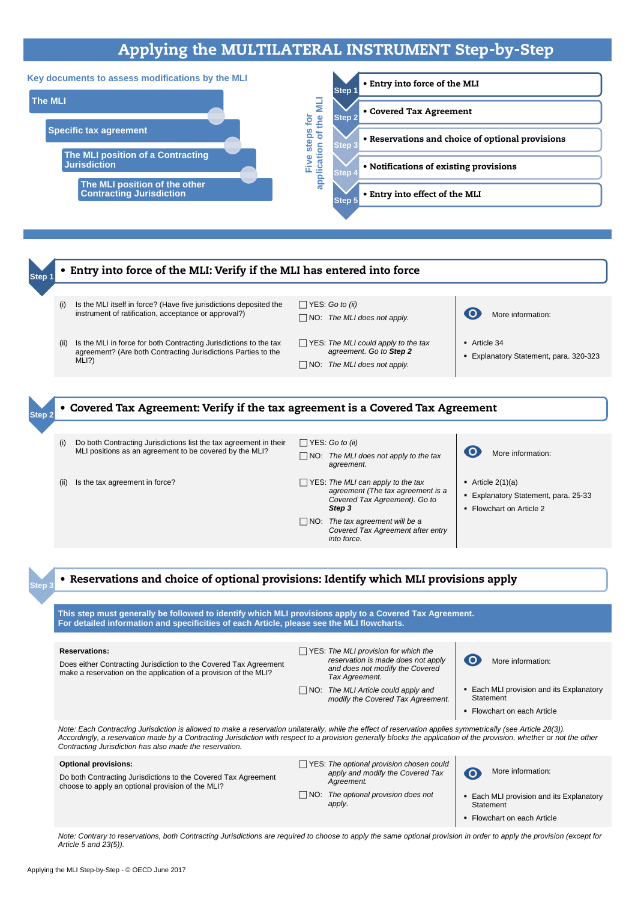# Applying the MULTILATERAL INSTRUMENT Step-by-Step

**Key documents to assess modifications by the MLI**

- The MLI
- Specific tax agreement
- The MLI position of a Contracting Jurisdiction
- The MLI position of the other Contracting Jurisdiction

**Five steps for application of the MLI**

- Step 1 • Entry into force of the MLI
- Step 2 • Covered Tax Agreement
- Step 3 • Reservations and choice of optional provisions
- Step 4 • Notifications of existing provisions
- Step 5 • Entry into effect of the MLI

## Step 1 • Entry into force of the MLI: Verify if the MLI has entered into force

| | Question | Answer | More information |
|---|---|---|---|
| (i) | Is the MLI itself in force? (Have five jurisdictions deposited the instrument of ratification, acceptance or approval?) | ☐ YES: *Go to (ii)*<br>☐ NO: *The MLI does not apply.* | More information:<br>▪ Article 34<br>▪ Explanatory Statement, para. 320-323 |
| (ii) | Is the MLI in force for both Contracting Jurisdictions to the tax agreement? (Are both Contracting Jurisdictions Parties to the MLI?) | ☐ YES: *The MLI could apply to the tax agreement. Go to* ***Step 2***<br>☐ NO: *The MLI does not apply.* | |

## Step 2 • Covered Tax Agreement: Verify if the tax agreement is a Covered Tax Agreement

| | Question | Answer | More information |
|---|---|---|---|
| (i) | Do both Contracting Jurisdictions list the tax agreement in their MLI positions as an agreement to be covered by the MLI? | ☐ YES: *Go to (ii)*<br>☐ NO: *The MLI does not apply to the tax agreement.* | More information:<br>▪ Article 2(1)(a)<br>▪ Explanatory Statement, para. 25-33<br>▪ Flowchart on Article 2 |
| (ii) | Is the tax agreement in force? | ☐ YES: *The MLI can apply to the tax agreement (The tax agreement is a Covered Tax Agreement). Go to* ***Step 3***<br>☐ NO: *The tax agreement will be a Covered Tax Agreement after entry into force.* | |

## Step 3 • Reservations and choice of optional provisions: Identify which MLI provisions apply

**This step must generally be followed to identify which MLI provisions apply to a Covered Tax Agreement. For detailed information and specificities of each Article, please see the MLI flowcharts.**

| Question | Answer | More information |
|---|---|---|
| **Reservations:**<br>Does either Contracting Jurisdiction to the Covered Tax Agreement make a reservation on the application of a provision of the MLI? | ☐ YES: *The MLI provision for which the reservation is made does not apply and does not modify the Covered Tax Agreement.*<br>☐ NO: *The MLI Article could apply and modify the Covered Tax Agreement.* | More information:<br>▪ Each MLI provision and its Explanatory Statement<br>▪ Flowchart on each Article |

*Note: Each Contracting Jurisdiction is allowed to make a reservation unilaterally, while the effect of reservation applies symmetrically (see Article 28(3)). Accordingly, a reservation made by a Contracting Jurisdiction with respect to a provision generally blocks the application of the provision, whether or not the other Contracting Jurisdiction has also made the reservation.*

| Question | Answer | More information |
|---|---|---|
| **Optional provisions:**<br>Do both Contracting Jurisdictions to the Covered Tax Agreement choose to apply an optional provision of the MLI? | ☐ YES: *The optional provision chosen could apply and modify the Covered Tax Agreement.*<br>☐ NO: *The optional provision does not apply.* | More information:<br>▪ Each MLI provision and its Explanatory Statement<br>▪ Flowchart on each Article |

*Note: Contrary to reservations, both Contracting Jurisdictions are required to choose to apply the same optional provision in order to apply the provision (except for Article 5 and 23(5)).*

Applying the MLI Step-by-Step - © OECD June 2017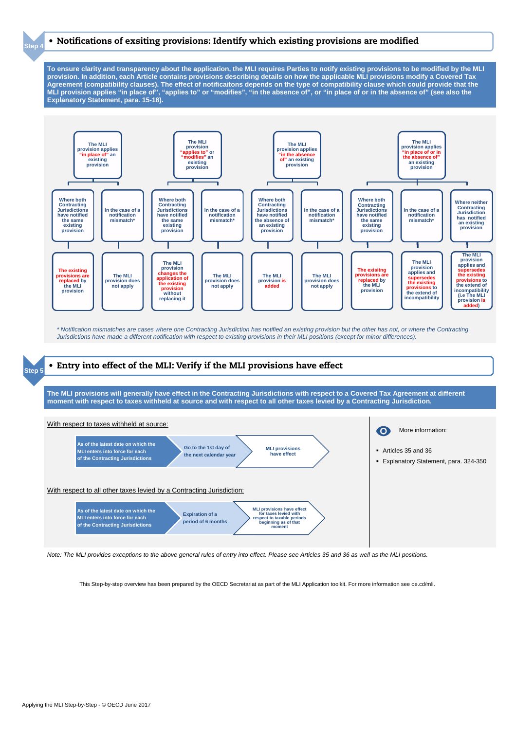## Step 4 • Notifications of exsiting provisions: Identify which existing provisions are modified

**To ensure clarity and transparency about the application, the MLI requires Parties to notify existing provisions to be modified by the MLI provision. In addition, each Article contains provisions describing details on how the applicable MLI provisions modify a Covered Tax Agreement (compatibility clauses). The effect of notificaitons depends on the type of compatibility clause which could provide that the MLI provision applies "in place of", "applies to" or "modifies", "in the absence of", or "in place of or in the absence of" (see also the Explanatory Statement, para. 15-18).**

The MLI provision applies "in place of" an existing provision

- Where both Contracting Jurisdictions have notified the same existing provision → The existing provisions are replaced by the MLI provision
- In the case of a notification mismatch* → The MLI provision does not apply

The MLI provision "applies to" or "modifies" an existing provision

- Where both Contracting Jurisdictions have notified the same existing provision → The MLI provision changes the application of the existing provision without replacing it
- In the case of a notification mismatch* → The MLI provision does not apply

The MLI provision applies "in the absence of" an existing provision

- Where both Contracting Jurisdictions have notified the absence of an existing provision → The MLI provision is added
- In the case of a notification mismatch* → The MLI provision does not apply

The MLI provision applies "in place of or in the absence of" an existing provision

- Where both Contracting Jurisdictions have notified the same existing provision → The exisitng provisions are replaced by the MLI provision
- In the case of a notification mismatch* → The MLI provision applies and supersedes the existing provisions to the extend of incompatibility
- Where neither Contracting Jurisdiction has notified an existing provision → The MLI provision applies and supersedes the existing provisions to the extend of incompatibility (i.e The MLI provision is added)

*\* Notification mismatches are cases where one Contracting Jurisdiction has notified an existing provision but the other has not, or where the Contracting Jurisdictions have made a different notification with respect to existing provisions in their MLI positions (except for minor differences).*

## Step 5 • Entry into effect of the MLI: Verify if the MLI provisions have effect

**The MLI provisions will generally have effect in the Contracting Jurisdictions with respect to a Covered Tax Agreement at different moment with respect to taxes withheld at source and with respect to all other taxes levied by a Contracting Jurisdiction.**

With respect to taxes withheld at source:

As of the latest date on which the MLI enters into force for each of the Contracting Jurisdictions → Go to the 1st day of the next calendar year → MLI provisions have effect

With respect to all other taxes levied by a Contracting Jurisdiction:

As of the latest date on which the MLI enters into force for each of the Contracting Jurisdictions → Expiration of a period of 6 months → MLI provisions have effect for taxes levied with respect to taxable periods beginning as of that moment

More information:

- Articles 35 and 36
- Explanatory Statement, para. 324-350

*Note: The MLI provides exceptions to the above general rules of entry into effect. Please see Articles 35 and 36 as well as the MLI positions.*

This Step-by-step overview has been prepared by the OECD Secretariat as part of the MLI Application toolkit. For more information see oe.cd/mli.